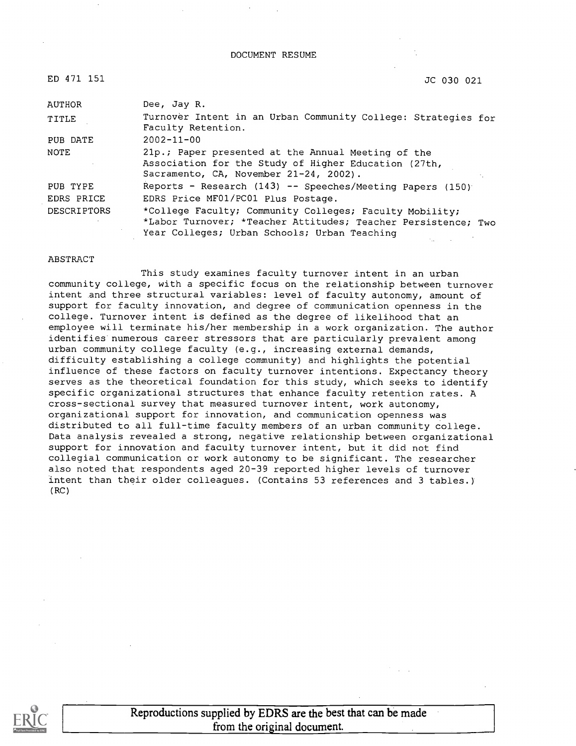DOCUMENT RESUME

| | |
|---|---|
| ED 471 151 | JC 030 021 |

| | |
|---|---|
| AUTHOR | Dee, Jay R. |
| TITLE | Turnover Intent in an Urban Community College: Strategies for Faculty Retention. |
| PUB DATE | 2002-11-00 |
| NOTE | 21p.; Paper presented at the Annual Meeting of the Association for the Study of Higher Education (27th, Sacramento, CA, November 21-24, 2002). |
| PUB TYPE | Reports - Research (143) -- Speeches/Meeting Papers (150) |
| EDRS PRICE | EDRS Price MF01/PC01 Plus Postage. |
| DESCRIPTORS | *College Faculty; Community Colleges; Faculty Mobility; *Labor Turnover; *Teacher Attitudes; Teacher Persistence; Two Year Colleges; Urban Schools; Urban Teaching |

ABSTRACT

This study examines faculty turnover intent in an urban community college, with a specific focus on the relationship between turnover intent and three structural variables: level of faculty autonomy, amount of support for faculty innovation, and degree of communication openness in the college. Turnover intent is defined as the degree of likelihood that an employee will terminate his/her membership in a work organization. The author identifies numerous career stressors that are particularly prevalent among urban community college faculty (e.g., increasing external demands, difficulty establishing a college community) and highlights the potential influence of these factors on faculty turnover intentions. Expectancy theory serves as the theoretical foundation for this study, which seeks to identify specific organizational structures that enhance faculty retention rates. A cross-sectional survey that measured turnover intent, work autonomy, organizational support for innovation, and communication openness was distributed to all full-time faculty members of an urban community college. Data analysis revealed a strong, negative relationship between organizational support for innovation and faculty turnover intent, but it did not find collegial communication or work autonomy to be significant. The researcher also noted that respondents aged 20-39 reported higher levels of turnover intent than their older colleagues. (Contains 53 references and 3 tables.) (RC)

Reproductions supplied by EDRS are the best that can be made from the original document.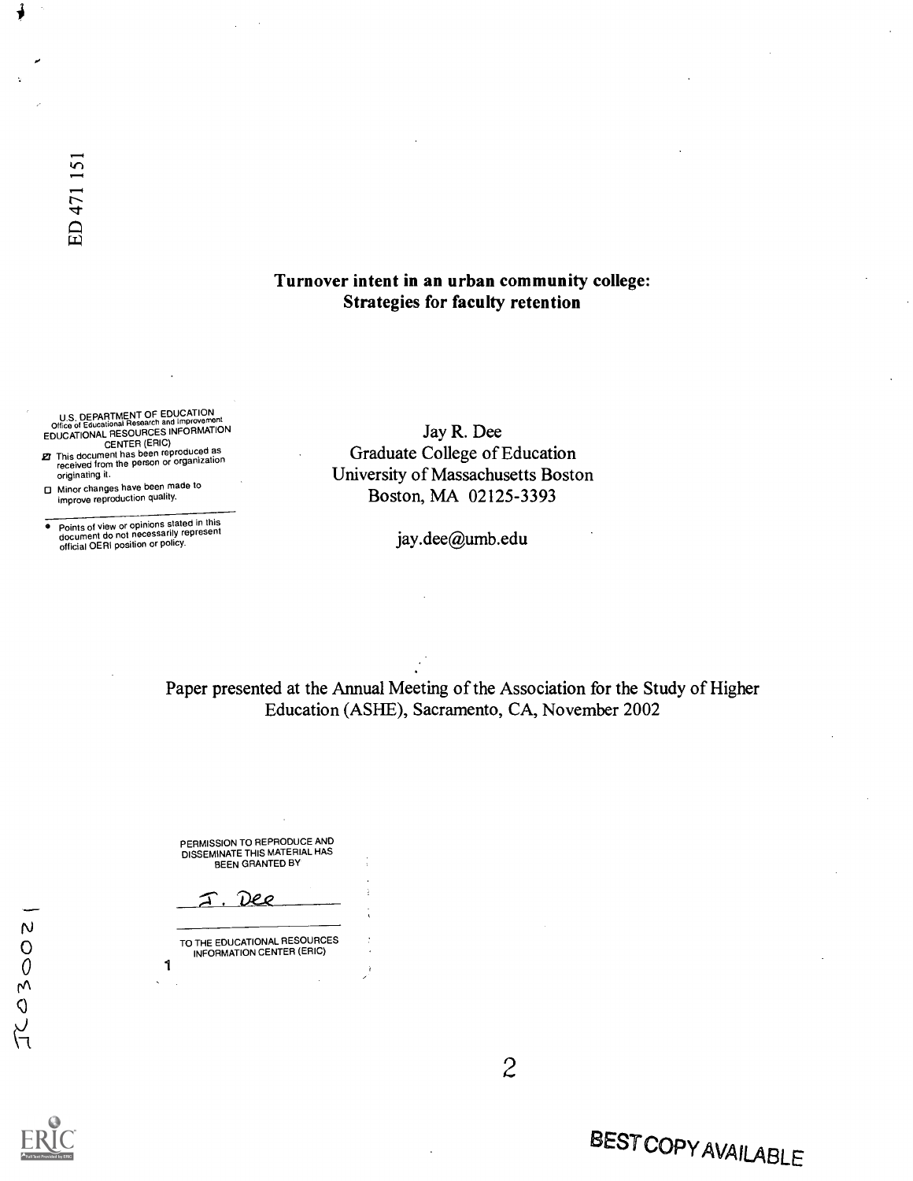ED 471 151

# Turnover intent in an urban community college: Strategies for faculty retention

U.S. DEPARTMENT OF EDUCATION
Office of Educational Research and Improvement
EDUCATIONAL RESOURCES INFORMATION CENTER (ERIC)

- This document has been reproduced as received from the person or organization originating it.
- Minor changes have been made to improve reproduction quality.

- Points of view or opinions stated in this document do not necessarily represent official OERI position or policy.

Jay R. Dee
Graduate College of Education
University of Massachusetts Boston
Boston, MA 02125-3393

jay.dee@umb.edu

Paper presented at the Annual Meeting of the Association for the Study of Higher Education (ASHE), Sacramento, CA, November 2002

PERMISSION TO REPRODUCE AND DISSEMINATE THIS MATERIAL HAS BEEN GRANTED BY

J. Dee

TO THE EDUCATIONAL RESOURCES INFORMATION CENTER (ERIC)

JC 030 021

BEST COPY AVAILABLE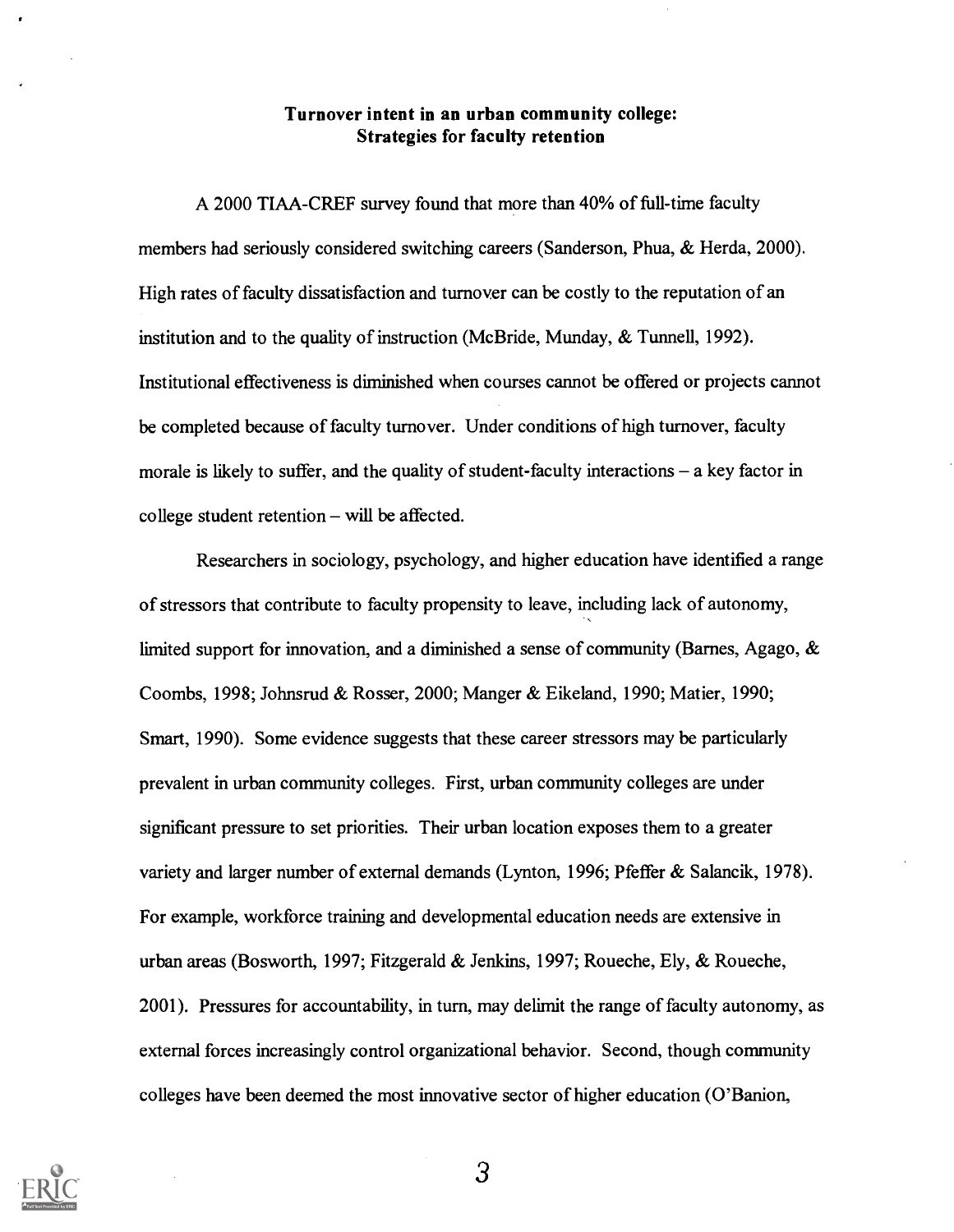**Turnover intent in an urban community college: Strategies for faculty retention**

A 2000 TIAA-CREF survey found that more than 40% of full-time faculty members had seriously considered switching careers (Sanderson, Phua, & Herda, 2000). High rates of faculty dissatisfaction and turnover can be costly to the reputation of an institution and to the quality of instruction (McBride, Munday, & Tunnell, 1992). Institutional effectiveness is diminished when courses cannot be offered or projects cannot be completed because of faculty turnover. Under conditions of high turnover, faculty morale is likely to suffer, and the quality of student-faculty interactions – a key factor in college student retention – will be affected.

Researchers in sociology, psychology, and higher education have identified a range of stressors that contribute to faculty propensity to leave, including lack of autonomy, limited support for innovation, and a diminished a sense of community (Barnes, Agago, & Coombs, 1998; Johnsrud & Rosser, 2000; Manger & Eikeland, 1990; Matier, 1990; Smart, 1990). Some evidence suggests that these career stressors may be particularly prevalent in urban community colleges. First, urban community colleges are under significant pressure to set priorities. Their urban location exposes them to a greater variety and larger number of external demands (Lynton, 1996; Pfeffer & Salancik, 1978). For example, workforce training and developmental education needs are extensive in urban areas (Bosworth, 1997; Fitzgerald & Jenkins, 1997; Roueche, Ely, & Roueche, 2001). Pressures for accountability, in turn, may delimit the range of faculty autonomy, as external forces increasingly control organizational behavior. Second, though community colleges have been deemed the most innovative sector of higher education (O'Banion,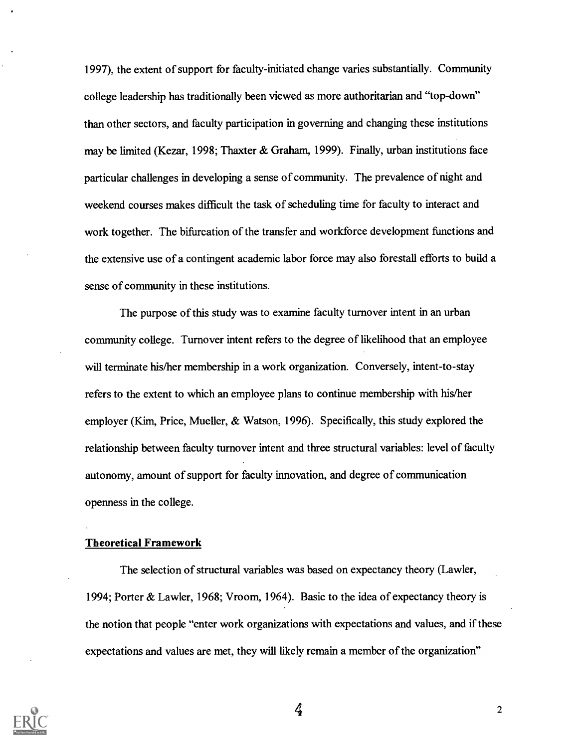1997), the extent of support for faculty-initiated change varies substantially. Community college leadership has traditionally been viewed as more authoritarian and "top-down" than other sectors, and faculty participation in governing and changing these institutions may be limited (Kezar, 1998; Thaxter & Graham, 1999). Finally, urban institutions face particular challenges in developing a sense of community. The prevalence of night and weekend courses makes difficult the task of scheduling time for faculty to interact and work together. The bifurcation of the transfer and workforce development functions and the extensive use of a contingent academic labor force may also forestall efforts to build a sense of community in these institutions.

The purpose of this study was to examine faculty turnover intent in an urban community college. Turnover intent refers to the degree of likelihood that an employee will terminate his/her membership in a work organization. Conversely, intent-to-stay refers to the extent to which an employee plans to continue membership with his/her employer (Kim, Price, Mueller, & Watson, 1996). Specifically, this study explored the relationship between faculty turnover intent and three structural variables: level of faculty autonomy, amount of support for faculty innovation, and degree of communication openness in the college.

**Theoretical Framework**

The selection of structural variables was based on expectancy theory (Lawler, 1994; Porter & Lawler, 1968; Vroom, 1964). Basic to the idea of expectancy theory is the notion that people "enter work organizations with expectations and values, and if these expectations and values are met, they will likely remain a member of the organization"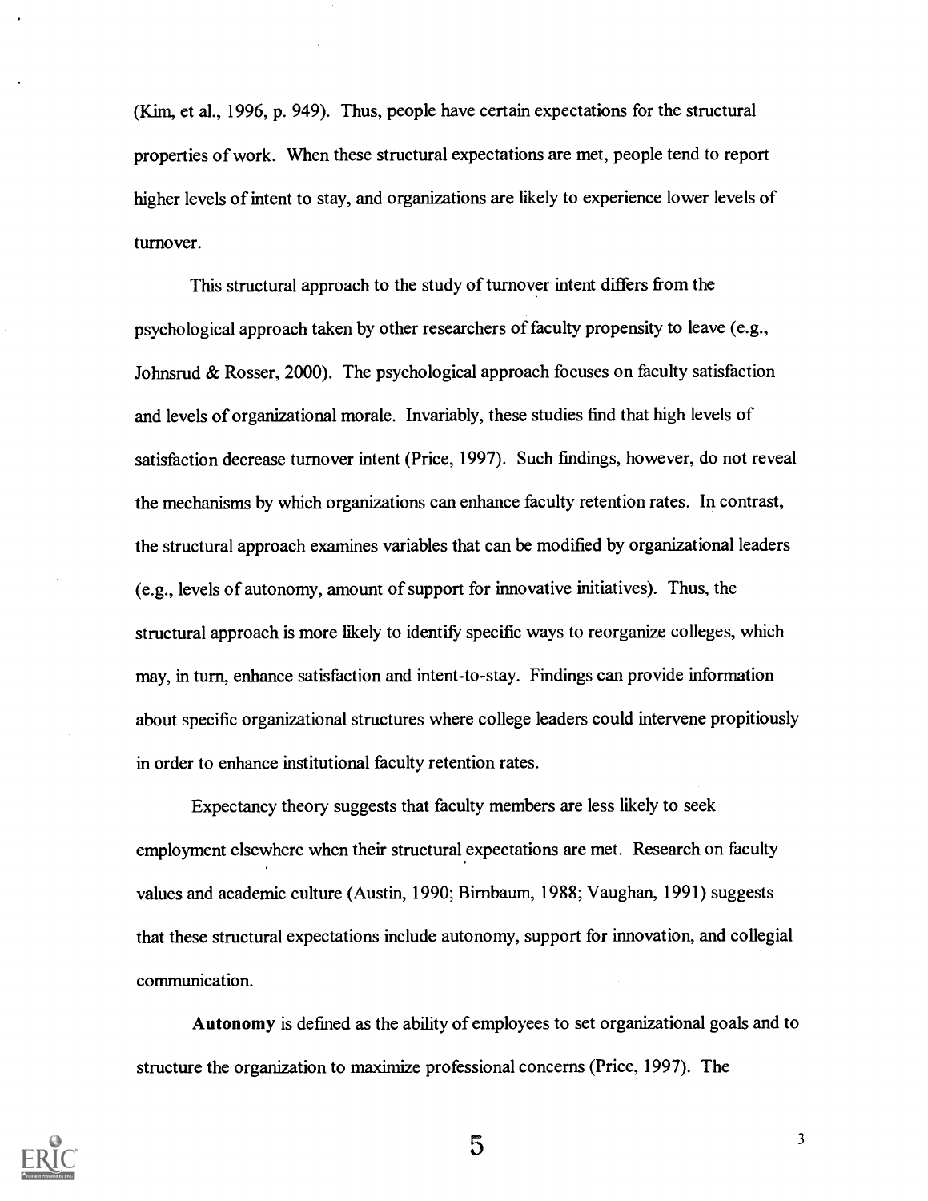(Kim, et al., 1996, p. 949). Thus, people have certain expectations for the structural properties of work. When these structural expectations are met, people tend to report higher levels of intent to stay, and organizations are likely to experience lower levels of turnover.

This structural approach to the study of turnover intent differs from the psychological approach taken by other researchers of faculty propensity to leave (e.g., Johnsrud & Rosser, 2000). The psychological approach focuses on faculty satisfaction and levels of organizational morale. Invariably, these studies find that high levels of satisfaction decrease turnover intent (Price, 1997). Such findings, however, do not reveal the mechanisms by which organizations can enhance faculty retention rates. In contrast, the structural approach examines variables that can be modified by organizational leaders (e.g., levels of autonomy, amount of support for innovative initiatives). Thus, the structural approach is more likely to identify specific ways to reorganize colleges, which may, in turn, enhance satisfaction and intent-to-stay. Findings can provide information about specific organizational structures where college leaders could intervene propitiously in order to enhance institutional faculty retention rates.

Expectancy theory suggests that faculty members are less likely to seek employment elsewhere when their structural expectations are met. Research on faculty values and academic culture (Austin, 1990; Birnbaum, 1988; Vaughan, 1991) suggests that these structural expectations include autonomy, support for innovation, and collegial communication.

**Autonomy** is defined as the ability of employees to set organizational goals and to structure the organization to maximize professional concerns (Price, 1997). The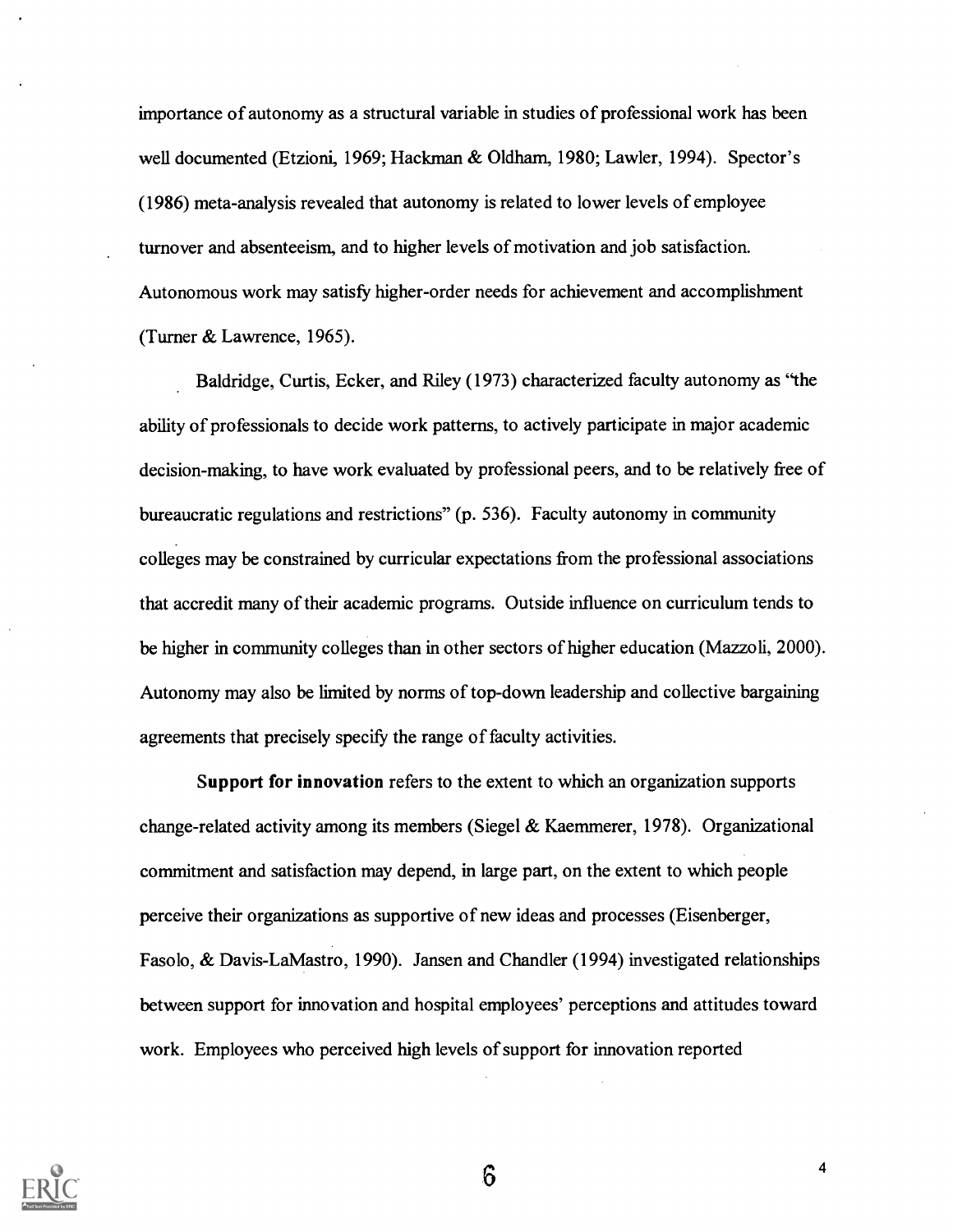importance of autonomy as a structural variable in studies of professional work has been well documented (Etzioni, 1969; Hackman & Oldham, 1980; Lawler, 1994). Spector's (1986) meta-analysis revealed that autonomy is related to lower levels of employee turnover and absenteeism, and to higher levels of motivation and job satisfaction. Autonomous work may satisfy higher-order needs for achievement and accomplishment (Turner & Lawrence, 1965).

Baldridge, Curtis, Ecker, and Riley (1973) characterized faculty autonomy as "the ability of professionals to decide work patterns, to actively participate in major academic decision-making, to have work evaluated by professional peers, and to be relatively free of bureaucratic regulations and restrictions" (p. 536). Faculty autonomy in community colleges may be constrained by curricular expectations from the professional associations that accredit many of their academic programs. Outside influence on curriculum tends to be higher in community colleges than in other sectors of higher education (Mazzoli, 2000). Autonomy may also be limited by norms of top-down leadership and collective bargaining agreements that precisely specify the range of faculty activities.

**Support for innovation** refers to the extent to which an organization supports change-related activity among its members (Siegel & Kaemmerer, 1978). Organizational commitment and satisfaction may depend, in large part, on the extent to which people perceive their organizations as supportive of new ideas and processes (Eisenberger, Fasolo, & Davis-LaMastro, 1990). Jansen and Chandler (1994) investigated relationships between support for innovation and hospital employees' perceptions and attitudes toward work. Employees who perceived high levels of support for innovation reported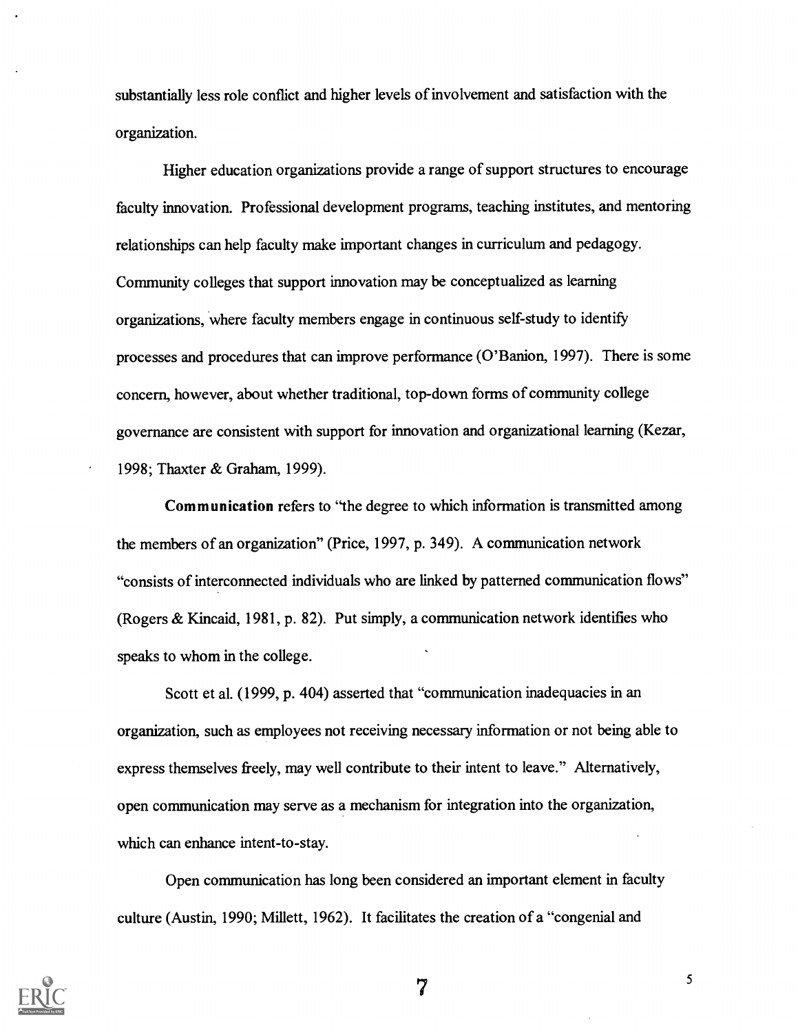substantially less role conflict and higher levels of involvement and satisfaction with the organization.

Higher education organizations provide a range of support structures to encourage faculty innovation. Professional development programs, teaching institutes, and mentoring relationships can help faculty make important changes in curriculum and pedagogy. Community colleges that support innovation may be conceptualized as learning organizations, where faculty members engage in continuous self-study to identify processes and procedures that can improve performance (O'Banion, 1997). There is some concern, however, about whether traditional, top-down forms of community college governance are consistent with support for innovation and organizational learning (Kezar, 1998; Thaxter & Graham, 1999).

**Communication** refers to "the degree to which information is transmitted among the members of an organization" (Price, 1997, p. 349). A communication network "consists of interconnected individuals who are linked by patterned communication flows" (Rogers & Kincaid, 1981, p. 82). Put simply, a communication network identifies who speaks to whom in the college.

Scott et al. (1999, p. 404) asserted that "communication inadequacies in an organization, such as employees not receiving necessary information or not being able to express themselves freely, may well contribute to their intent to leave." Alternatively, open communication may serve as a mechanism for integration into the organization, which can enhance intent-to-stay.

Open communication has long been considered an important element in faculty culture (Austin, 1990; Millett, 1962). It facilitates the creation of a "congenial and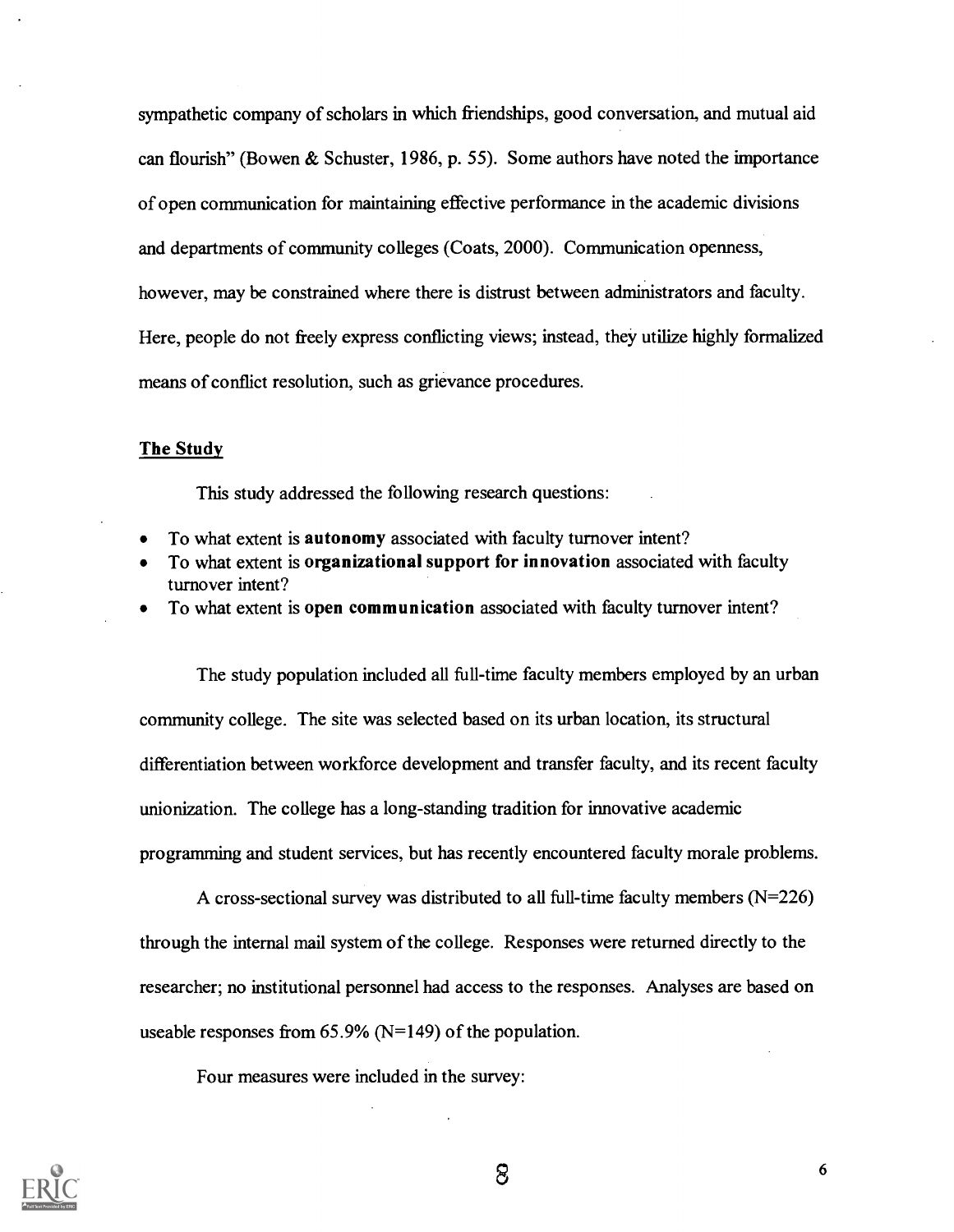sympathetic company of scholars in which friendships, good conversation, and mutual aid can flourish" (Bowen & Schuster, 1986, p. 55). Some authors have noted the importance of open communication for maintaining effective performance in the academic divisions and departments of community colleges (Coats, 2000). Communication openness, however, may be constrained where there is distrust between administrators and faculty. Here, people do not freely express conflicting views; instead, they utilize highly formalized means of conflict resolution, such as grievance procedures.

## The Study

This study addressed the following research questions:

- To what extent is **autonomy** associated with faculty turnover intent?
- To what extent is **organizational support for innovation** associated with faculty turnover intent?
- To what extent is **open communication** associated with faculty turnover intent?

The study population included all full-time faculty members employed by an urban community college. The site was selected based on its urban location, its structural differentiation between workforce development and transfer faculty, and its recent faculty unionization. The college has a long-standing tradition for innovative academic programming and student services, but has recently encountered faculty morale problems.

A cross-sectional survey was distributed to all full-time faculty members (N=226) through the internal mail system of the college. Responses were returned directly to the researcher; no institutional personnel had access to the responses. Analyses are based on useable responses from 65.9% (N=149) of the population.

Four measures were included in the survey: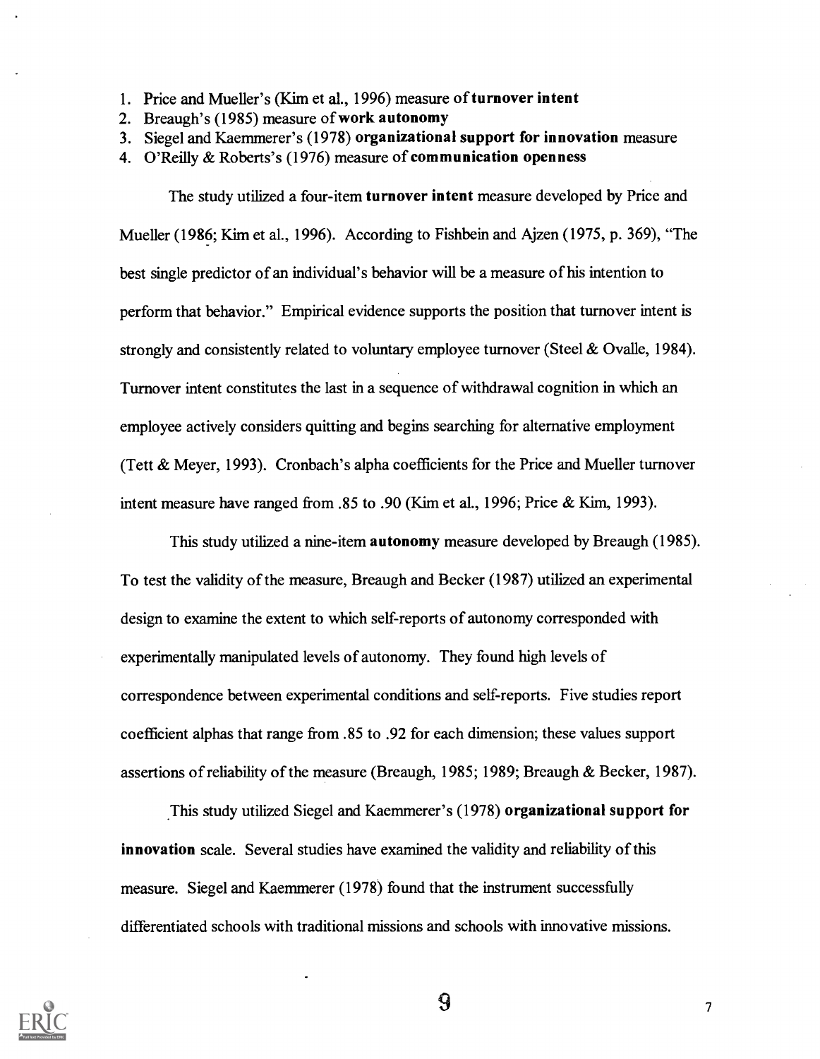1. Price and Mueller's (Kim et al., 1996) measure of **turnover intent**
2. Breaugh's (1985) measure of **work autonomy**
3. Siegel and Kaemmerer's (1978) **organizational support for innovation** measure
4. O'Reilly & Roberts's (1976) measure of **communication openness**

The study utilized a four-item **turnover intent** measure developed by Price and Mueller (1986; Kim et al., 1996). According to Fishbein and Ajzen (1975, p. 369), "The best single predictor of an individual's behavior will be a measure of his intention to perform that behavior." Empirical evidence supports the position that turnover intent is strongly and consistently related to voluntary employee turnover (Steel & Ovalle, 1984). Turnover intent constitutes the last in a sequence of withdrawal cognition in which an employee actively considers quitting and begins searching for alternative employment (Tett & Meyer, 1993). Cronbach's alpha coefficients for the Price and Mueller turnover intent measure have ranged from .85 to .90 (Kim et al., 1996; Price & Kim, 1993).

This study utilized a nine-item **autonomy** measure developed by Breaugh (1985). To test the validity of the measure, Breaugh and Becker (1987) utilized an experimental design to examine the extent to which self-reports of autonomy corresponded with experimentally manipulated levels of autonomy. They found high levels of correspondence between experimental conditions and self-reports. Five studies report coefficient alphas that range from .85 to .92 for each dimension; these values support assertions of reliability of the measure (Breaugh, 1985; 1989; Breaugh & Becker, 1987).

This study utilized Siegel and Kaemmerer's (1978) **organizational support for innovation** scale. Several studies have examined the validity and reliability of this measure. Siegel and Kaemmerer (1978) found that the instrument successfully differentiated schools with traditional missions and schools with innovative missions.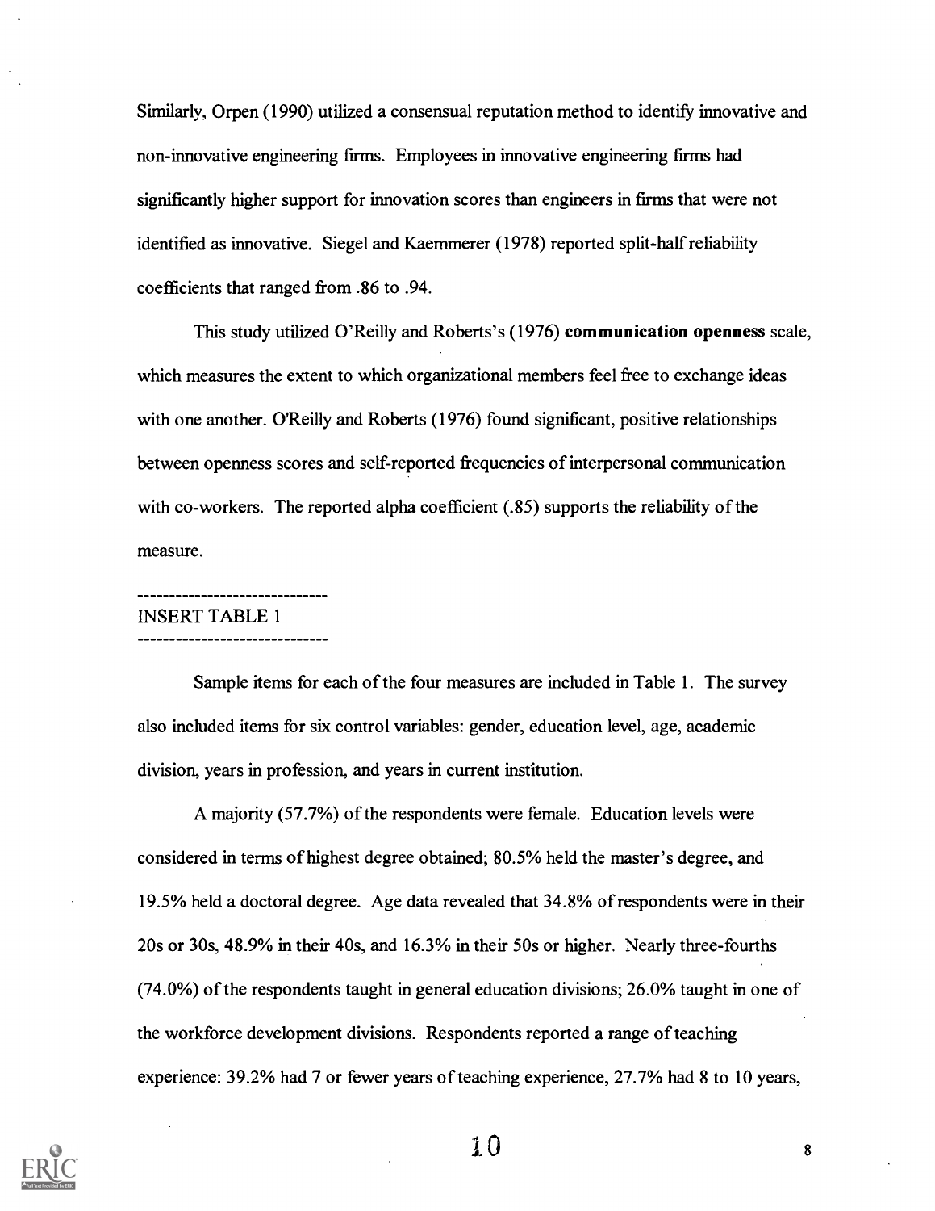Similarly, Orpen (1990) utilized a consensual reputation method to identify innovative and non-innovative engineering firms. Employees in innovative engineering firms had significantly higher support for innovation scores than engineers in firms that were not identified as innovative. Siegel and Kaemmerer (1978) reported split-half reliability coefficients that ranged from .86 to .94.

This study utilized O'Reilly and Roberts's (1976) **communication openness** scale, which measures the extent to which organizational members feel free to exchange ideas with one another. O'Reilly and Roberts (1976) found significant, positive relationships between openness scores and self-reported frequencies of interpersonal communication with co-workers. The reported alpha coefficient (.85) supports the reliability of the measure.

------------------------------
INSERT TABLE 1
------------------------------

Sample items for each of the four measures are included in Table 1. The survey also included items for six control variables: gender, education level, age, academic division, years in profession, and years in current institution.

A majority (57.7%) of the respondents were female. Education levels were considered in terms of highest degree obtained; 80.5% held the master's degree, and 19.5% held a doctoral degree. Age data revealed that 34.8% of respondents were in their 20s or 30s, 48.9% in their 40s, and 16.3% in their 50s or higher. Nearly three-fourths (74.0%) of the respondents taught in general education divisions; 26.0% taught in one of the workforce development divisions. Respondents reported a range of teaching experience: 39.2% had 7 or fewer years of teaching experience, 27.7% had 8 to 10 years,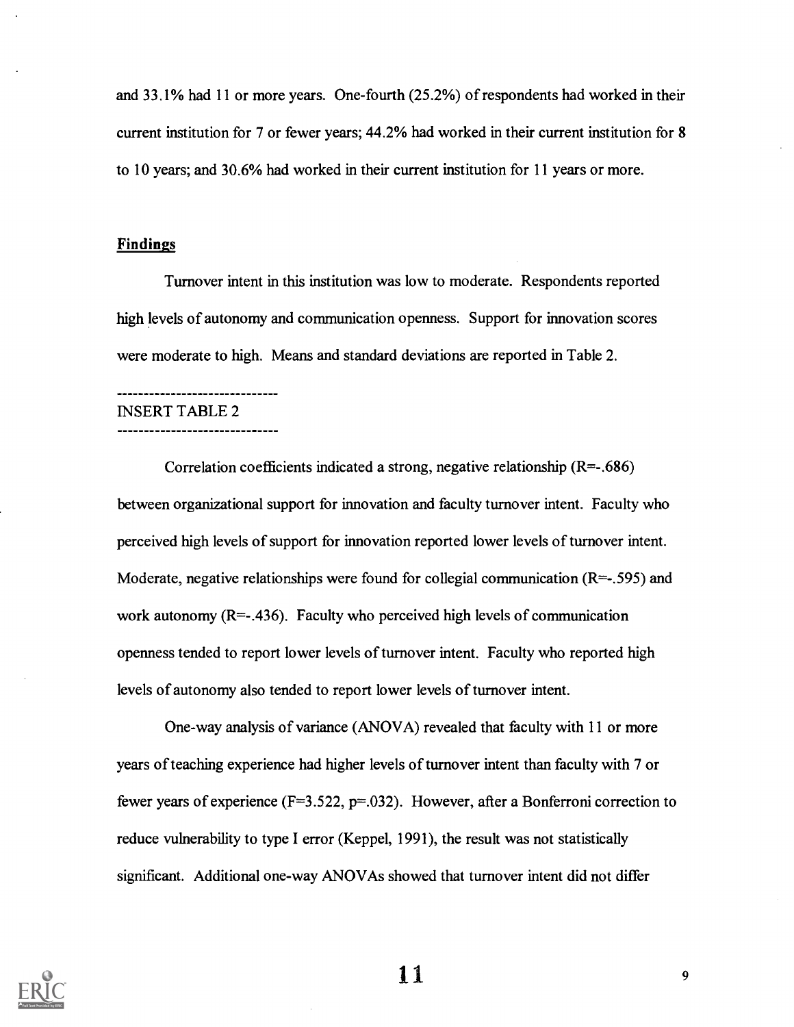and 33.1% had 11 or more years. One-fourth (25.2%) of respondents had worked in their current institution for 7 or fewer years; 44.2% had worked in their current institution for 8 to 10 years; and 30.6% had worked in their current institution for 11 years or more.

## Findings

Turnover intent in this institution was low to moderate. Respondents reported high levels of autonomy and communication openness. Support for innovation scores were moderate to high. Means and standard deviations are reported in Table 2.

------------------------------
INSERT TABLE 2
------------------------------

Correlation coefficients indicated a strong, negative relationship ($R=-.686$) between organizational support for innovation and faculty turnover intent. Faculty who perceived high levels of support for innovation reported lower levels of turnover intent. Moderate, negative relationships were found for collegial communication ($R=-.595$) and work autonomy ($R=-.436$). Faculty who perceived high levels of communication openness tended to report lower levels of turnover intent. Faculty who reported high levels of autonomy also tended to report lower levels of turnover intent.

One-way analysis of variance (ANOVA) revealed that faculty with 11 or more years of teaching experience had higher levels of turnover intent than faculty with 7 or fewer years of experience ($F=3.522$, $p=.032$). However, after a Bonferroni correction to reduce vulnerability to type I error (Keppel, 1991), the result was not statistically significant. Additional one-way ANOVAs showed that turnover intent did not differ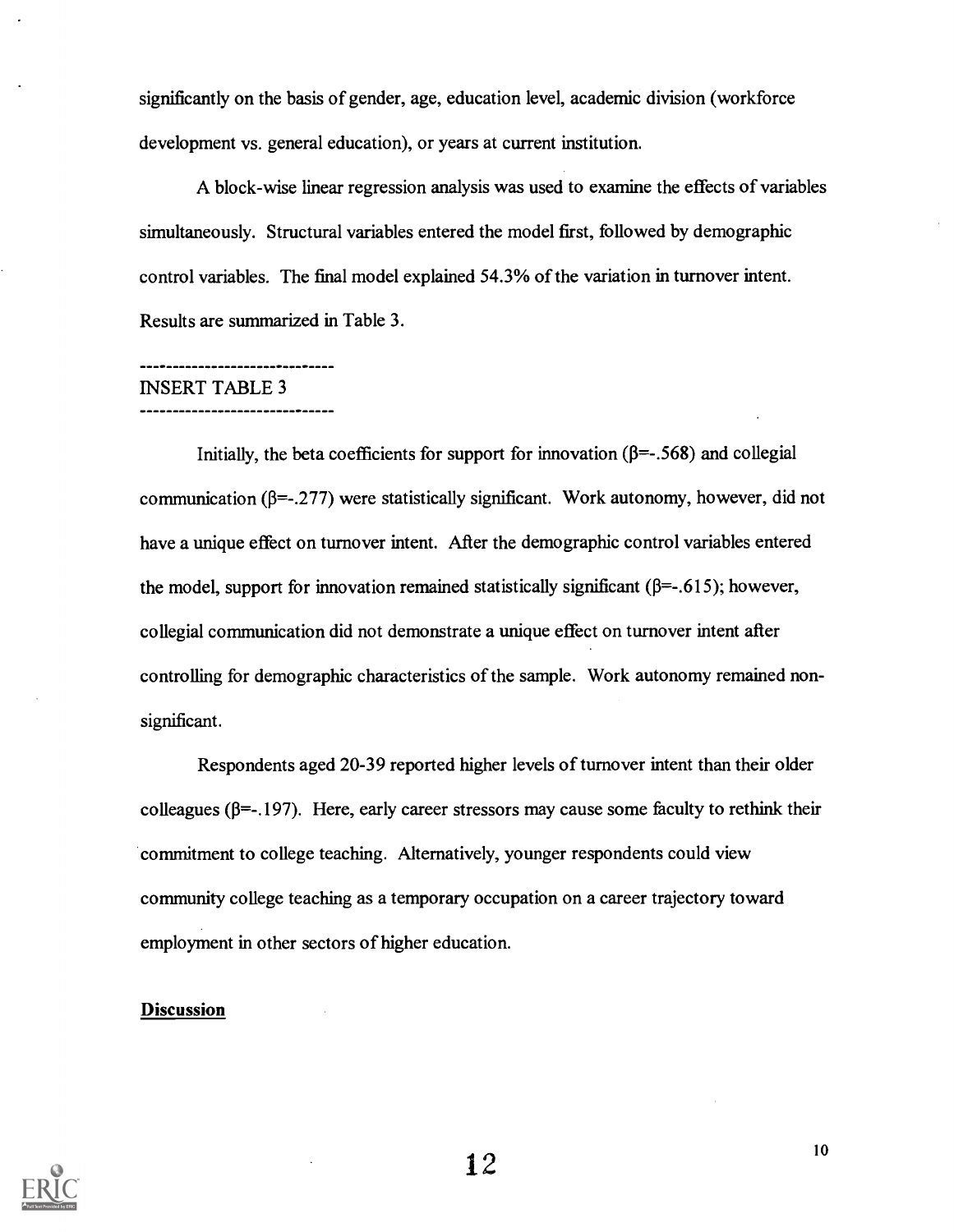significantly on the basis of gender, age, education level, academic division (workforce development vs. general education), or years at current institution.

A block-wise linear regression analysis was used to examine the effects of variables simultaneously. Structural variables entered the model first, followed by demographic control variables. The final model explained 54.3% of the variation in turnover intent. Results are summarized in Table 3.

------------------------------
INSERT TABLE 3
------------------------------

Initially, the beta coefficients for support for innovation ($\beta$=-.568) and collegial communication ($\beta$=-.277) were statistically significant. Work autonomy, however, did not have a unique effect on turnover intent. After the demographic control variables entered the model, support for innovation remained statistically significant ($\beta$=-.615); however, collegial communication did not demonstrate a unique effect on turnover intent after controlling for demographic characteristics of the sample. Work autonomy remained non-significant.

Respondents aged 20-39 reported higher levels of turnover intent than their older colleagues ($\beta$=-.197). Here, early career stressors may cause some faculty to rethink their commitment to college teaching. Alternatively, younger respondents could view community college teaching as a temporary occupation on a career trajectory toward employment in other sectors of higher education.

**Discussion**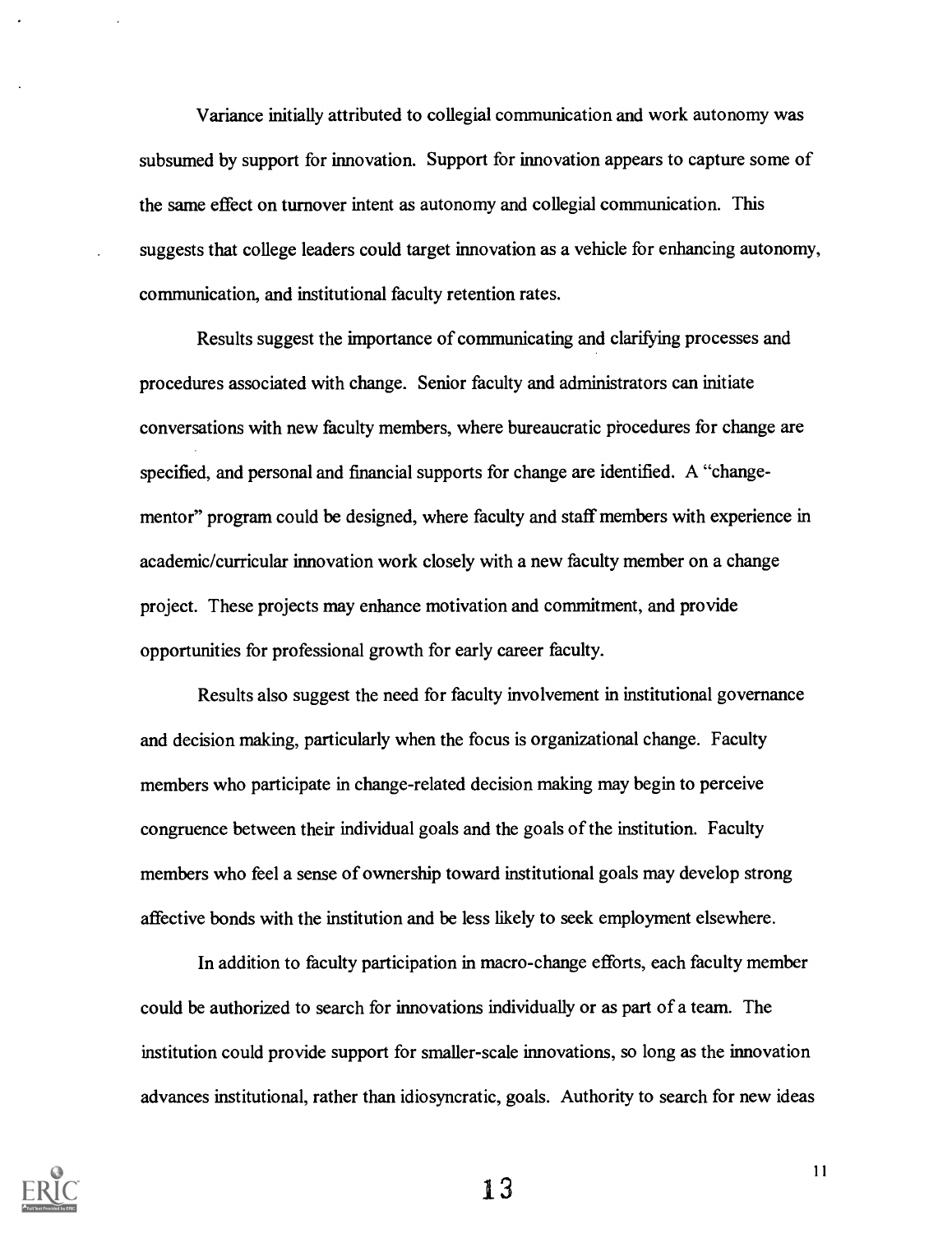Variance initially attributed to collegial communication and work autonomy was subsumed by support for innovation. Support for innovation appears to capture some of the same effect on turnover intent as autonomy and collegial communication. This suggests that college leaders could target innovation as a vehicle for enhancing autonomy, communication, and institutional faculty retention rates.

Results suggest the importance of communicating and clarifying processes and procedures associated with change. Senior faculty and administrators can initiate conversations with new faculty members, where bureaucratic procedures for change are specified, and personal and financial supports for change are identified. A "change-mentor" program could be designed, where faculty and staff members with experience in academic/curricular innovation work closely with a new faculty member on a change project. These projects may enhance motivation and commitment, and provide opportunities for professional growth for early career faculty.

Results also suggest the need for faculty involvement in institutional governance and decision making, particularly when the focus is organizational change. Faculty members who participate in change-related decision making may begin to perceive congruence between their individual goals and the goals of the institution. Faculty members who feel a sense of ownership toward institutional goals may develop strong affective bonds with the institution and be less likely to seek employment elsewhere.

In addition to faculty participation in macro-change efforts, each faculty member could be authorized to search for innovations individually or as part of a team. The institution could provide support for smaller-scale innovations, so long as the innovation advances institutional, rather than idiosyncratic, goals. Authority to search for new ideas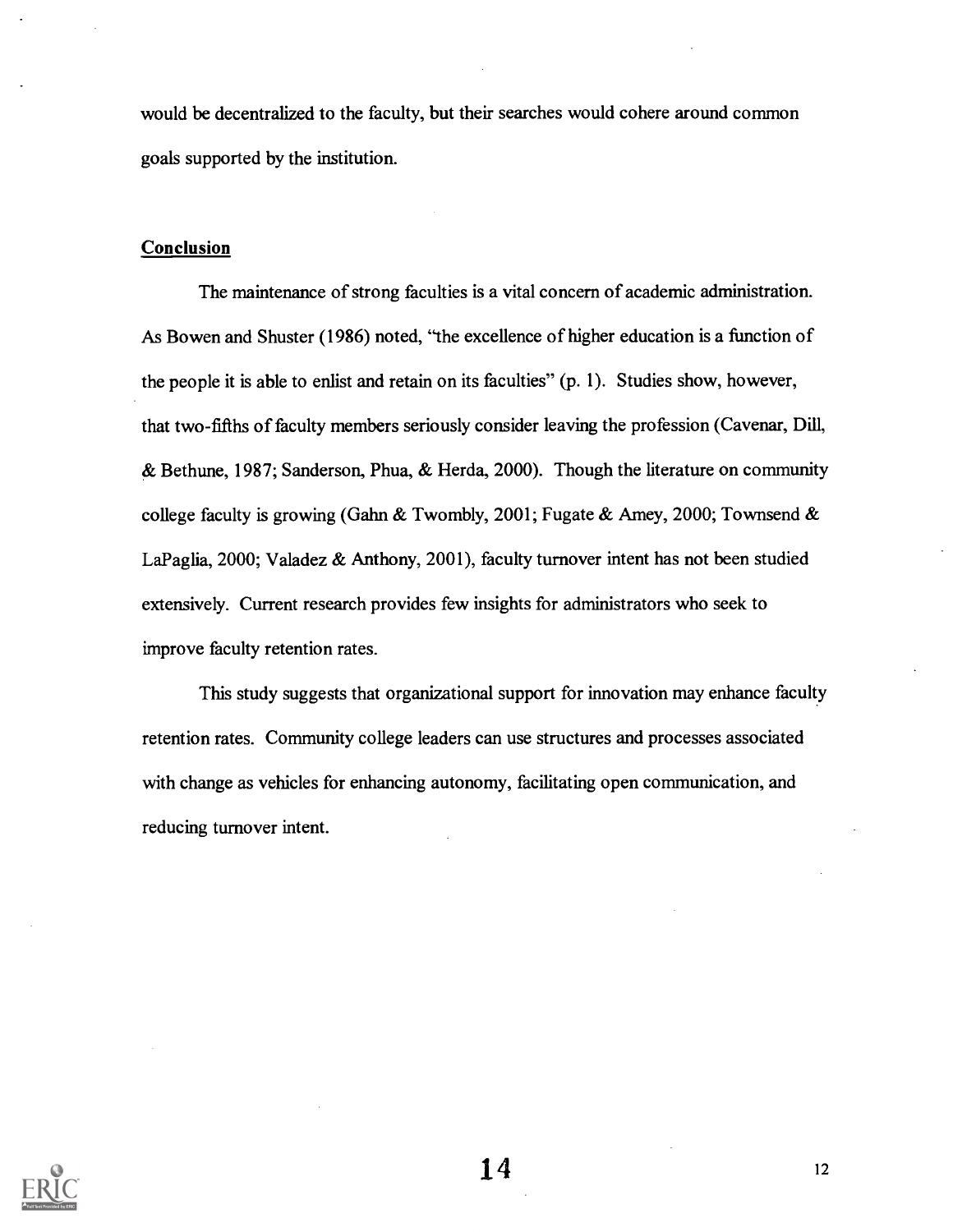would be decentralized to the faculty, but their searches would cohere around common goals supported by the institution.

## Conclusion

The maintenance of strong faculties is a vital concern of academic administration. As Bowen and Shuster (1986) noted, "the excellence of higher education is a function of the people it is able to enlist and retain on its faculties" (p. 1). Studies show, however, that two-fifths of faculty members seriously consider leaving the profession (Cavenar, Dill, & Bethune, 1987; Sanderson, Phua, & Herda, 2000). Though the literature on community college faculty is growing (Gahn & Twombly, 2001; Fugate & Amey, 2000; Townsend & LaPaglia, 2000; Valadez & Anthony, 2001), faculty turnover intent has not been studied extensively. Current research provides few insights for administrators who seek to improve faculty retention rates.

This study suggests that organizational support for innovation may enhance faculty retention rates. Community college leaders can use structures and processes associated with change as vehicles for enhancing autonomy, facilitating open communication, and reducing turnover intent.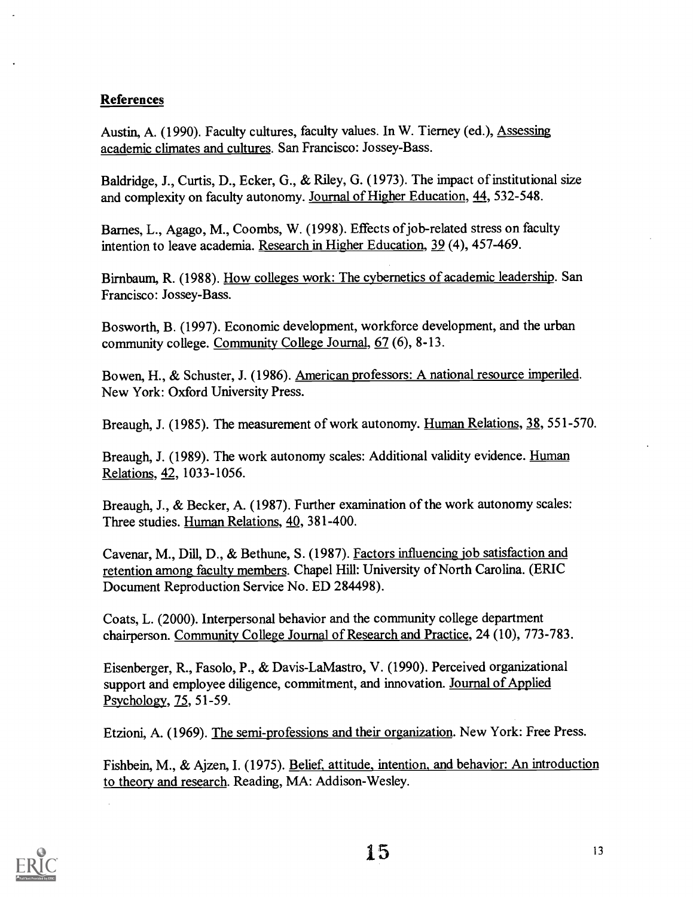## References

Austin, A. (1990). Faculty cultures, faculty values. In W. Tierney (ed.), Assessing academic climates and cultures. San Francisco: Jossey-Bass.

Baldridge, J., Curtis, D., Ecker, G., & Riley, G. (1973). The impact of institutional size and complexity on faculty autonomy. Journal of Higher Education, 44, 532-548.

Barnes, L., Agago, M., Coombs, W. (1998). Effects of job-related stress on faculty intention to leave academia. Research in Higher Education, 39 (4), 457-469.

Birnbaum, R. (1988). How colleges work: The cybernetics of academic leadership. San Francisco: Jossey-Bass.

Bosworth, B. (1997). Economic development, workforce development, and the urban community college. Community College Journal, 67 (6), 8-13.

Bowen, H., & Schuster, J. (1986). American professors: A national resource imperiled. New York: Oxford University Press.

Breaugh, J. (1985). The measurement of work autonomy. Human Relations, 38, 551-570.

Breaugh, J. (1989). The work autonomy scales: Additional validity evidence. Human Relations, 42, 1033-1056.

Breaugh, J., & Becker, A. (1987). Further examination of the work autonomy scales: Three studies. Human Relations, 40, 381-400.

Cavenar, M., Dill, D., & Bethune, S. (1987). Factors influencing job satisfaction and retention among faculty members. Chapel Hill: University of North Carolina. (ERIC Document Reproduction Service No. ED 284498).

Coats, L. (2000). Interpersonal behavior and the community college department chairperson. Community College Journal of Research and Practice, 24 (10), 773-783.

Eisenberger, R., Fasolo, P., & Davis-LaMastro, V. (1990). Perceived organizational support and employee diligence, commitment, and innovation. Journal of Applied Psychology, 75, 51-59.

Etzioni, A. (1969). The semi-professions and their organization. New York: Free Press.

Fishbein, M., & Ajzen, I. (1975). Belief, attitude, intention, and behavior: An introduction to theory and research. Reading, MA: Addison-Wesley.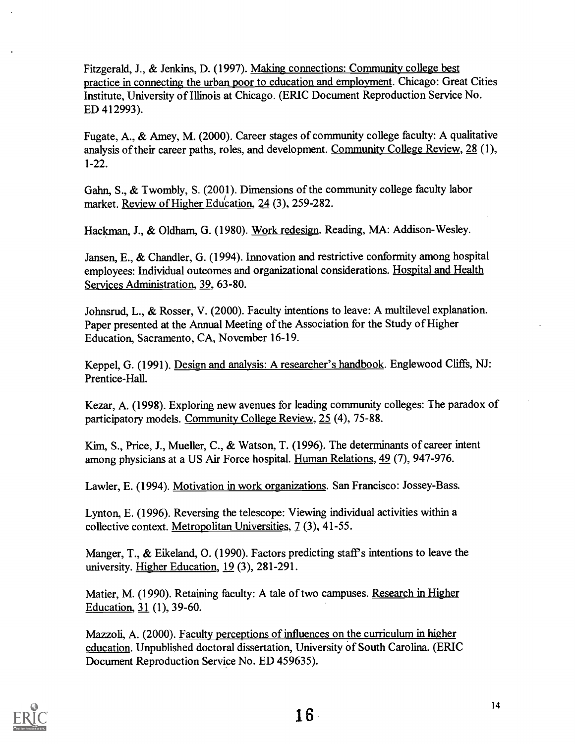Fitzgerald, J., & Jenkins, D. (1997). Making connections: Community college best practice in connecting the urban poor to education and employment. Chicago: Great Cities Institute, University of Illinois at Chicago. (ERIC Document Reproduction Service No. ED 412993).

Fugate, A., & Amey, M. (2000). Career stages of community college faculty: A qualitative analysis of their career paths, roles, and development. Community College Review, 28 (1), 1-22.

Gahn, S., & Twombly, S. (2001). Dimensions of the community college faculty labor market. Review of Higher Education, 24 (3), 259-282.

Hackman, J., & Oldham, G. (1980). Work redesign. Reading, MA: Addison-Wesley.

Jansen, E., & Chandler, G. (1994). Innovation and restrictive conformity among hospital employees: Individual outcomes and organizational considerations. Hospital and Health Services Administration, 39, 63-80.

Johnsrud, L., & Rosser, V. (2000). Faculty intentions to leave: A multilevel explanation. Paper presented at the Annual Meeting of the Association for the Study of Higher Education, Sacramento, CA, November 16-19.

Keppel, G. (1991). Design and analysis: A researcher's handbook. Englewood Cliffs, NJ: Prentice-Hall.

Kezar, A. (1998). Exploring new avenues for leading community colleges: The paradox of participatory models. Community College Review, 25 (4), 75-88.

Kim, S., Price, J., Mueller, C., & Watson, T. (1996). The determinants of career intent among physicians at a US Air Force hospital. Human Relations, 49 (7), 947-976.

Lawler, E. (1994). Motivation in work organizations. San Francisco: Jossey-Bass.

Lynton, E. (1996). Reversing the telescope: Viewing individual activities within a collective context. Metropolitan Universities, 7 (3), 41-55.

Manger, T., & Eikeland, O. (1990). Factors predicting staff's intentions to leave the university. Higher Education, 19 (3), 281-291.

Matier, M. (1990). Retaining faculty: A tale of two campuses. Research in Higher Education, 31 (1), 39-60.

Mazzoli, A. (2000). Faculty perceptions of influences on the curriculum in higher education. Unpublished doctoral dissertation, University of South Carolina. (ERIC Document Reproduction Service No. ED 459635).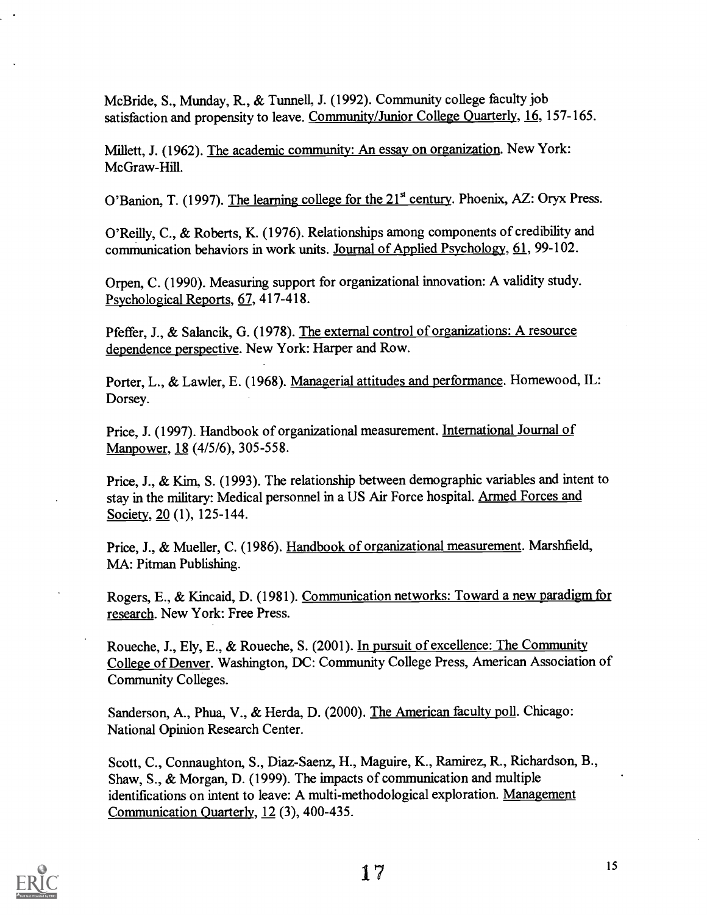McBride, S., Munday, R., & Tunnell, J. (1992). Community college faculty job satisfaction and propensity to leave. Community/Junior College Quarterly, 16, 157-165.

Millett, J. (1962). The academic community: An essay on organization. New York: McGraw-Hill.

O'Banion, T. (1997). The learning college for the 21st century. Phoenix, AZ: Oryx Press.

O'Reilly, C., & Roberts, K. (1976). Relationships among components of credibility and communication behaviors in work units. Journal of Applied Psychology, 61, 99-102.

Orpen, C. (1990). Measuring support for organizational innovation: A validity study. Psychological Reports, 67, 417-418.

Pfeffer, J., & Salancik, G. (1978). The external control of organizations: A resource dependence perspective. New York: Harper and Row.

Porter, L., & Lawler, E. (1968). Managerial attitudes and performance. Homewood, IL: Dorsey.

Price, J. (1997). Handbook of organizational measurement. International Journal of Manpower, 18 (4/5/6), 305-558.

Price, J., & Kim, S. (1993). The relationship between demographic variables and intent to stay in the military: Medical personnel in a US Air Force hospital. Armed Forces and Society, 20 (1), 125-144.

Price, J., & Mueller, C. (1986). Handbook of organizational measurement. Marshfield, MA: Pitman Publishing.

Rogers, E., & Kincaid, D. (1981). Communication networks: Toward a new paradigm for research. New York: Free Press.

Roueche, J., Ely, E., & Roueche, S. (2001). In pursuit of excellence: The Community College of Denver. Washington, DC: Community College Press, American Association of Community Colleges.

Sanderson, A., Phua, V., & Herda, D. (2000). The American faculty poll. Chicago: National Opinion Research Center.

Scott, C., Connaughton, S., Diaz-Saenz, H., Maguire, K., Ramirez, R., Richardson, B., Shaw, S., & Morgan, D. (1999). The impacts of communication and multiple identifications on intent to leave: A multi-methodological exploration. Management Communication Quarterly, 12 (3), 400-435.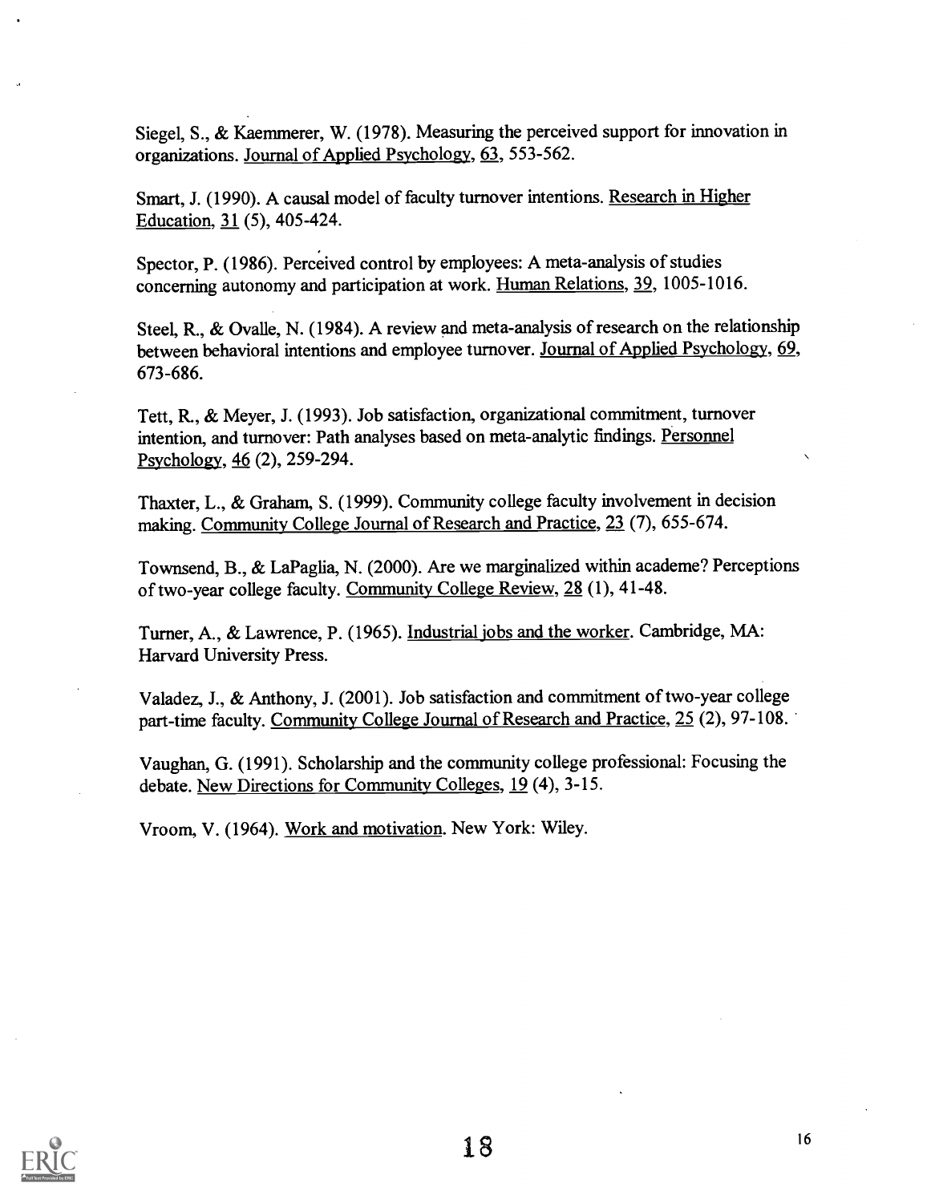Siegel, S., & Kaemmerer, W. (1978). Measuring the perceived support for innovation in organizations. Journal of Applied Psychology, 63, 553-562.

Smart, J. (1990). A causal model of faculty turnover intentions. Research in Higher Education, 31 (5), 405-424.

Spector, P. (1986). Perceived control by employees: A meta-analysis of studies concerning autonomy and participation at work. Human Relations, 39, 1005-1016.

Steel, R., & Ovalle, N. (1984). A review and meta-analysis of research on the relationship between behavioral intentions and employee turnover. Journal of Applied Psychology, 69, 673-686.

Tett, R., & Meyer, J. (1993). Job satisfaction, organizational commitment, turnover intention, and turnover: Path analyses based on meta-analytic findings. Personnel Psychology, 46 (2), 259-294.

Thaxter, L., & Graham, S. (1999). Community college faculty involvement in decision making. Community College Journal of Research and Practice, 23 (7), 655-674.

Townsend, B., & LaPaglia, N. (2000). Are we marginalized within academe? Perceptions of two-year college faculty. Community College Review, 28 (1), 41-48.

Turner, A., & Lawrence, P. (1965). Industrial jobs and the worker. Cambridge, MA: Harvard University Press.

Valadez, J., & Anthony, J. (2001). Job satisfaction and commitment of two-year college part-time faculty. Community College Journal of Research and Practice, 25 (2), 97-108.

Vaughan, G. (1991). Scholarship and the community college professional: Focusing the debate. New Directions for Community Colleges, 19 (4), 3-15.

Vroom, V. (1964). Work and motivation. New York: Wiley.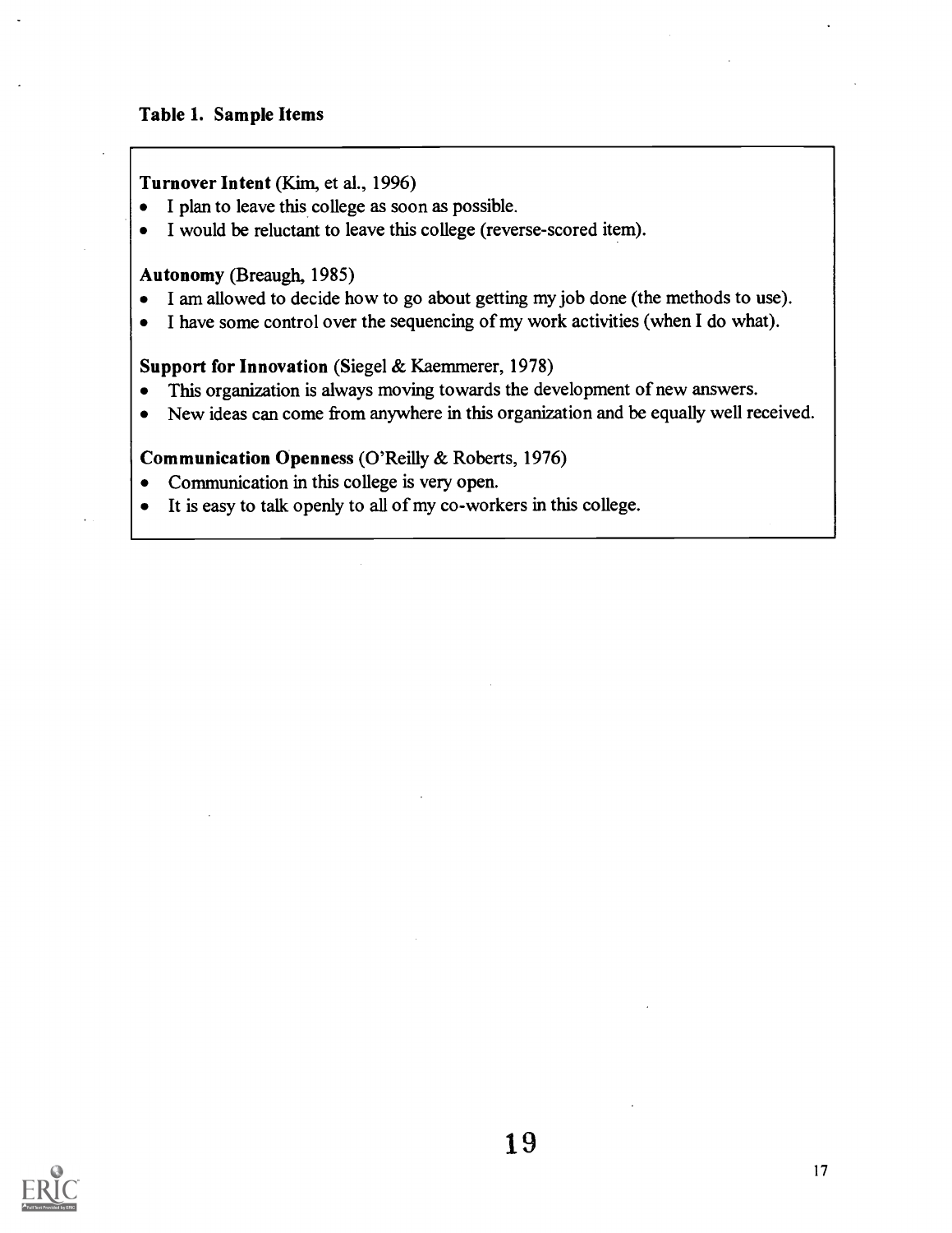**Table 1. Sample Items**

**Turnover Intent** (Kim, et al., 1996)

- I plan to leave this college as soon as possible.
- I would be reluctant to leave this college (reverse-scored item).

**Autonomy** (Breaugh, 1985)

- I am allowed to decide how to go about getting my job done (the methods to use).
- I have some control over the sequencing of my work activities (when I do what).

**Support for Innovation** (Siegel & Kaemmerer, 1978)

- This organization is always moving towards the development of new answers.
- New ideas can come from anywhere in this organization and be equally well received.

**Communication Openness** (O'Reilly & Roberts, 1976)

- Communication in this college is very open.
- It is easy to talk openly to all of my co-workers in this college.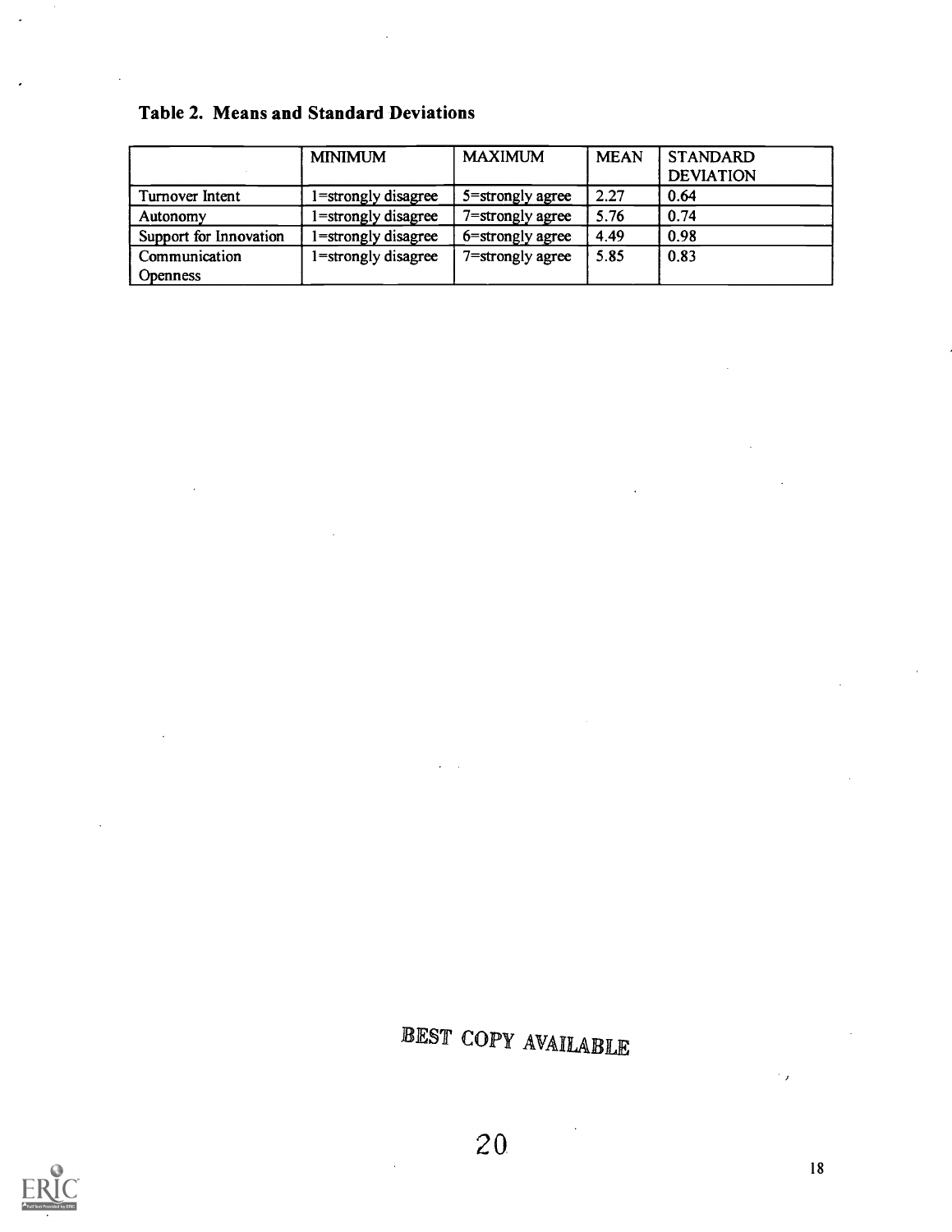**Table 2. Means and Standard Deviations**

| | MINIMUM | MAXIMUM | MEAN | STANDARD DEVIATION |
|---|---|---|---|---|
| Turnover Intent | 1=strongly disagree | 5=strongly agree | 2.27 | 0.64 |
| Autonomy | 1=strongly disagree | 7=strongly agree | 5.76 | 0.74 |
| Support for Innovation | 1=strongly disagree | 6=strongly agree | 4.49 | 0.98 |
| Communication Openness | 1=strongly disagree | 7=strongly agree | 5.85 | 0.83 |

BEST COPY AVAILABLE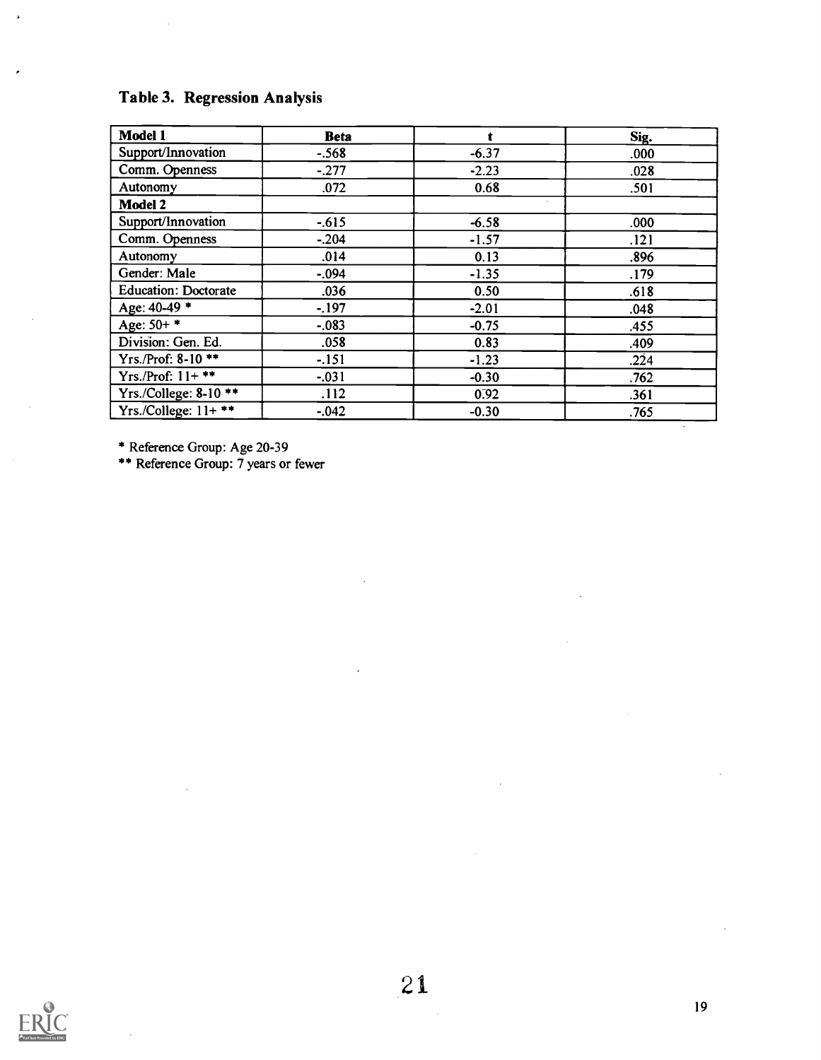## Table 3. Regression Analysis

| Model 1 | Beta | t | Sig. |
|---|---|---|---|
| Support/Innovation | -.568 | -6.37 | .000 |
| Comm. Openness | -.277 | -2.23 | .028 |
| Autonomy | .072 | 0.68 | .501 |
| **Model 2** | | | |
| Support/Innovation | -.615 | -6.58 | .000 |
| Comm. Openness | -.204 | -1.57 | .121 |
| Autonomy | .014 | 0.13 | .896 |
| Gender: Male | -.094 | -1.35 | .179 |
| Education: Doctorate | .036 | 0.50 | .618 |
| Age: 40-49 * | -.197 | -2.01 | .048 |
| Age: 50+ * | -.083 | -0.75 | .455 |
| Division: Gen. Ed. | .058 | 0.83 | .409 |
| Yrs./Prof: 8-10 ** | -.151 | -1.23 | .224 |
| Yrs./Prof: 11+ ** | -.031 | -0.30 | .762 |
| Yrs./College: 8-10 ** | .112 | 0.92 | .361 |
| Yrs./College: 11+ ** | -.042 | -0.30 | .765 |

\* Reference Group: Age 20-39

\*\* Reference Group: 7 years or fewer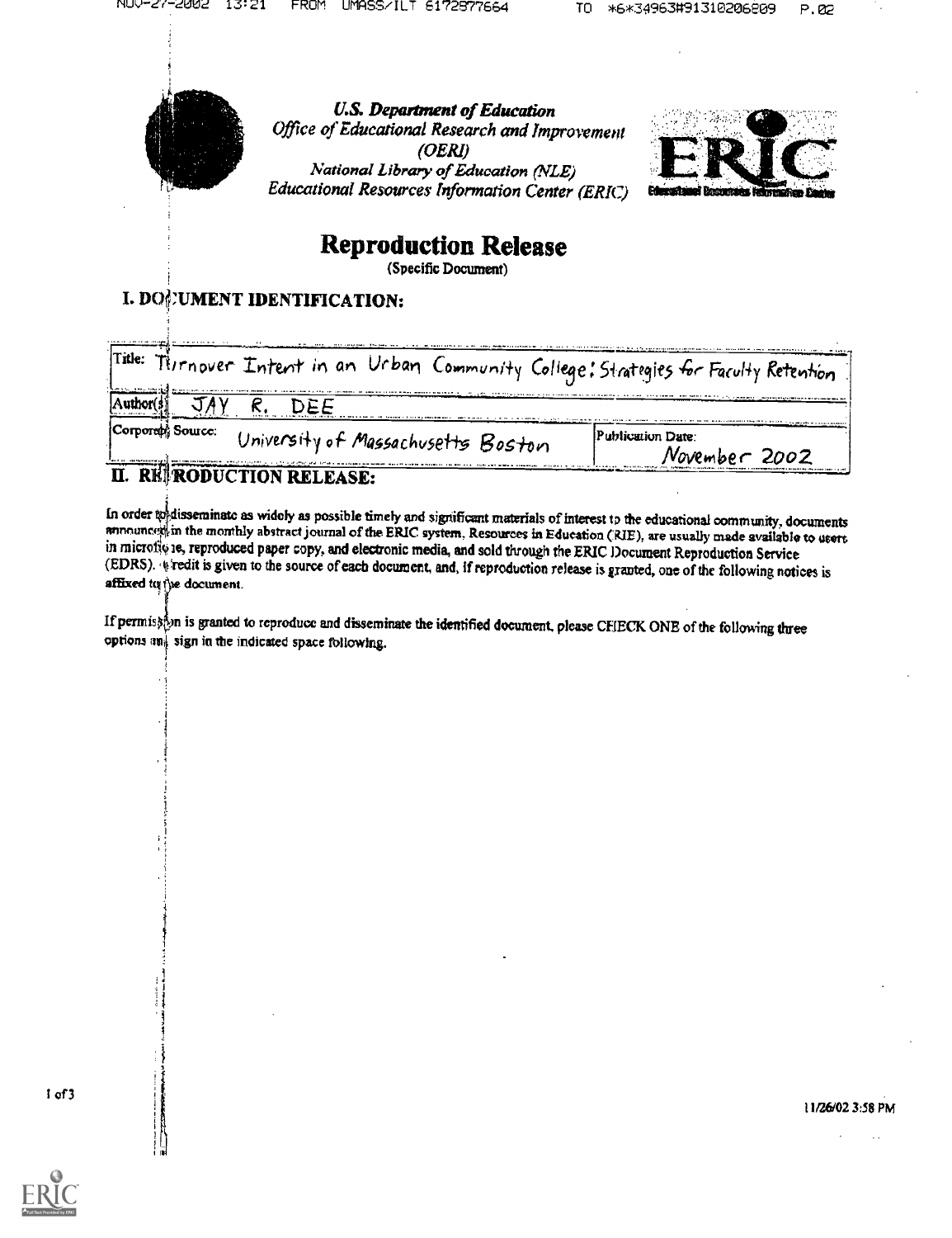U.S. Department of Education
*Office of Educational Research and Improvement (OERI)*
*National Library of Education (NLE)*
*Educational Resources Information Center (ERIC)*

# Reproduction Release

(Specific Document)

## I. DOCUMENT IDENTIFICATION:

| | |
|---|---|
| Title: Turnover Intent in an Urban Community College: Strategies for Faculty Retention | |
| Author(s): JAY R. DEE | |
| Corporate Source: University of Massachusetts Boston | Publication Date: November 2002 |

## II. REPRODUCTION RELEASE:

In order to disseminate as widely as possible timely and significant materials of interest to the educational community, documents announced in the monthly abstract journal of the ERIC system, Resources in Education (RIE), are usually made available to users in microfiche, reproduced paper copy, and electronic media, and sold through the ERIC Document Reproduction Service (EDRS). Credit is given to the source of each document, and, if reproduction release is granted, one of the following notices is affixed to the document.

If permission is granted to reproduce and disseminate the identified document, please CHECK ONE of the following three options and sign in the indicated space following.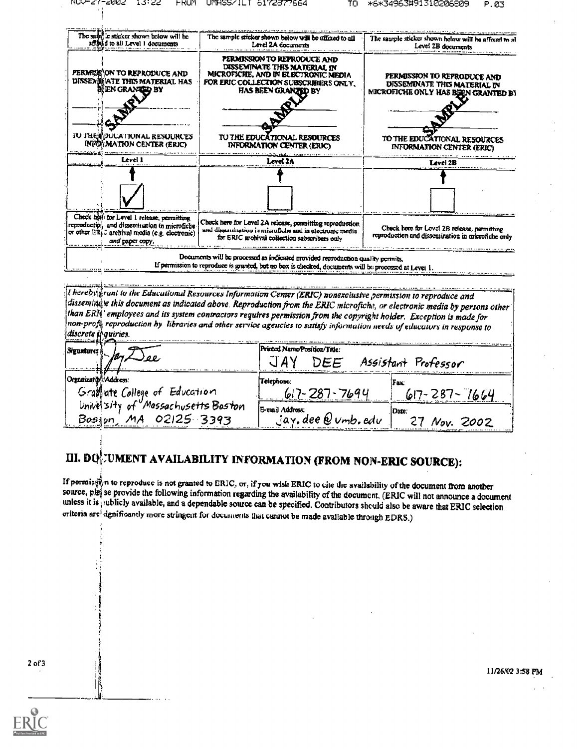| The sample sticker shown below will be affixed to all Level 1 documents | The sample sticker shown below will be affixed to all Level 2A documents | The sample sticker shown below will be affixed to all Level 2B documents |
|---|---|---|
| PERMISSION TO REPRODUCE AND DISSEMINATE THIS MATERIAL HAS BEEN GRANTED BY<br>SAMPLE<br>TO THE EDUCATIONAL RESOURCES INFORMATION CENTER (ERIC) | PERMISSION TO REPRODUCE AND DISSEMINATE THIS MATERIAL IN MICROFICHE, AND IN ELECTRONIC MEDIA FOR ERIC COLLECTION SUBSCRIBERS ONLY, HAS BEEN GRANTED BY<br>SAMPLE<br>TO THE EDUCATIONAL RESOURCES INFORMATION CENTER (ERIC) | PERMISSION TO REPRODUCE AND DISSEMINATE THIS MATERIAL IN MICROFICHE ONLY HAS BEEN GRANTED BY<br>SAMPLE<br>TO THE EDUCATIONAL RESOURCES INFORMATION CENTER (ERIC) |
| Level 1 | Level 2A | Level 2B |
| ☑ | ☐ | ☐ |
| Check here for Level 1 release, permitting reproduction and dissemination in microfiche or other ERIC archival media (e.g. electronic) *and* paper copy. | Check here for Level 2A release, permitting reproduction and dissemination in microfiche and in electronic media for ERIC archival collection subscribers only | Check here for Level 2B release, permitting reproduction and dissemination in microfiche only |

Documents will be processed as indicated provided reproduction quality permits.
If permission to reproduce is granted, but no box is checked, documents will be processed at Level 1.

*I hereby grant to the Educational Resources Information Center (ERIC) nonexclusive permission to reproduce and disseminate this document as indicated above. Reproduction from the ERIC microfiche, or electronic media by persons other than ERIC employees and its system contractors requires permission from the copyright holder. Exception is made for non-profit reproduction by libraries and other service agencies to satisfy information needs of educators in response to discrete inquiries.*

| Signature: | Printed Name/Position/Title: | |
|---|---|---|
| Jay Dee | JAY DEE Assistant Professor | |
| **Organization/Address:** | **Telephone:** | **Fax:** |
| Graduate College of Education<br>University of Massachusetts Boston<br>Boston, MA 02125-3393 | 617-287-7694 | 617-287-7664 |
| | **E-mail Address:** | **Date:** |
| | jay.dee@umb.edu | 27 Nov. 2002 |

## III. DOCUMENT AVAILABILITY INFORMATION (FROM NON-ERIC SOURCE):

If permission to reproduce is not granted to ERIC, or, if you wish ERIC to cite the availability of the document from another source, please provide the following information regarding the availability of the document. (ERIC will not announce a document unless it is publicly available, and a dependable source can be specified. Contributors should also be aware that ERIC selection criteria are significantly more stringent for documents that cannot be made available through EDRS.)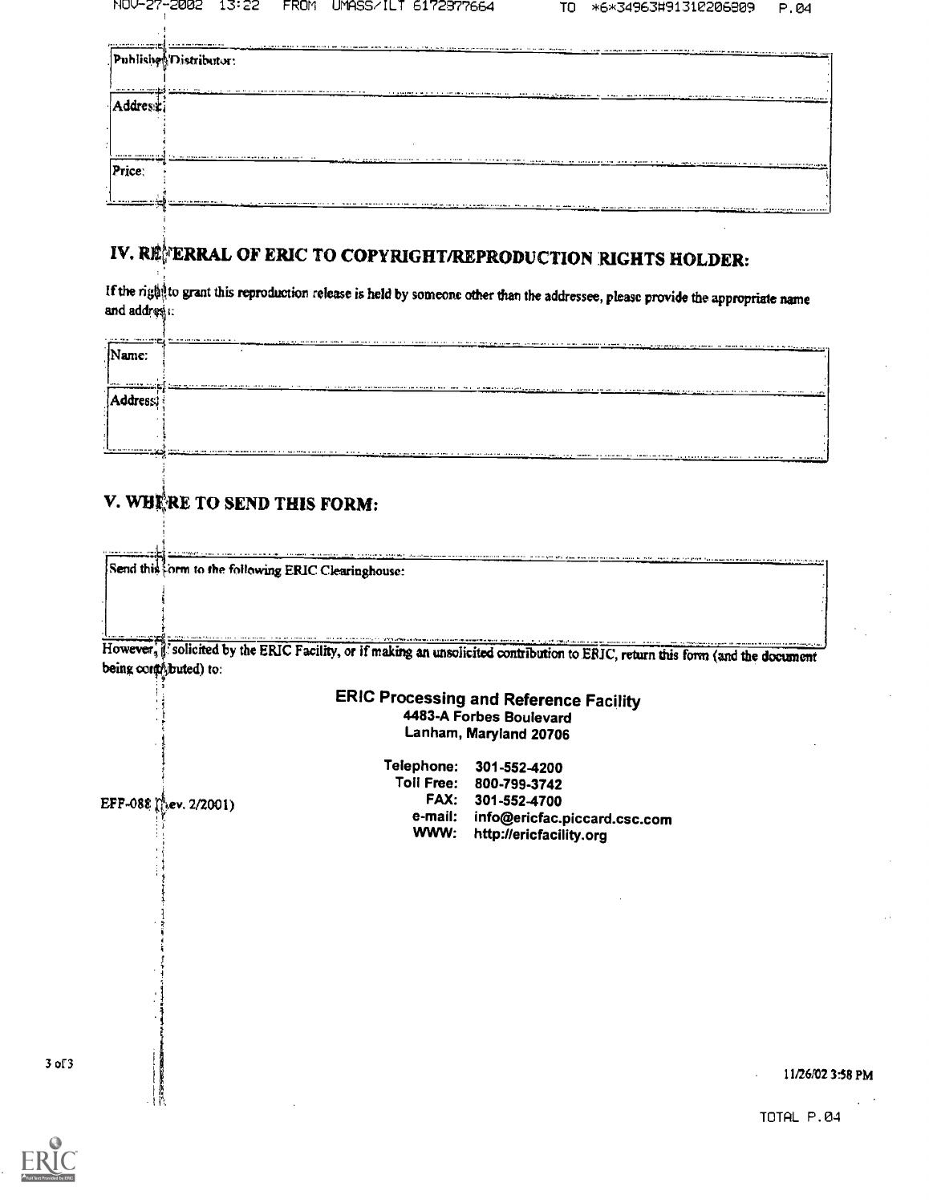| | |
|---|---|
| Publisher/Distributor: | |
| Address: | |
| Price: | |

## IV. REFERRAL OF ERIC TO COPYRIGHT/REPRODUCTION RIGHTS HOLDER:

If the right to grant this reproduction release is held by someone other than the addressee, please provide the appropriate name and address:

| | |
|---|---|
| Name: | |
| Address: | |

## V. WHERE TO SEND THIS FORM:

| |
|---|
| Send this form to the following ERIC Clearinghouse: |

However, if solicited by the ERIC Facility, or if making an unsolicited contribution to ERIC, return this form (and the document being contributed) to:

**ERIC Processing and Reference Facility**
**4483-A Forbes Boulevard**
**Lanham, Maryland 20706**

**Telephone: 301-552-4200**
**Toll Free: 800-799-3742**
**FAX: 301-552-4700**
**e-mail: info@ericfac.piccard.csc.com**
**WWW: http://ericfacility.org**

EFF-088 (Rev. 2/2001)